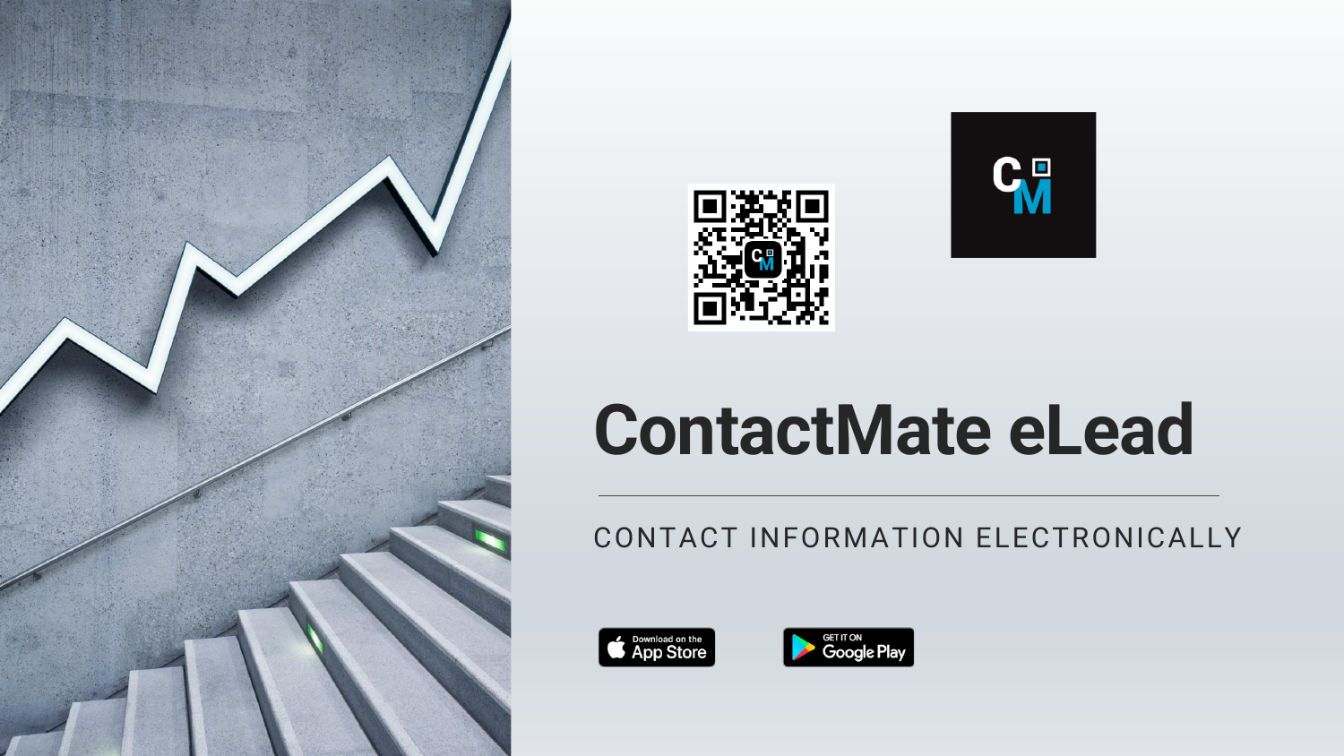# ContactMate eLead

CONTACT INFORMATION ELECTRONICALLY

Download on the App Store

GET IT ON Google Play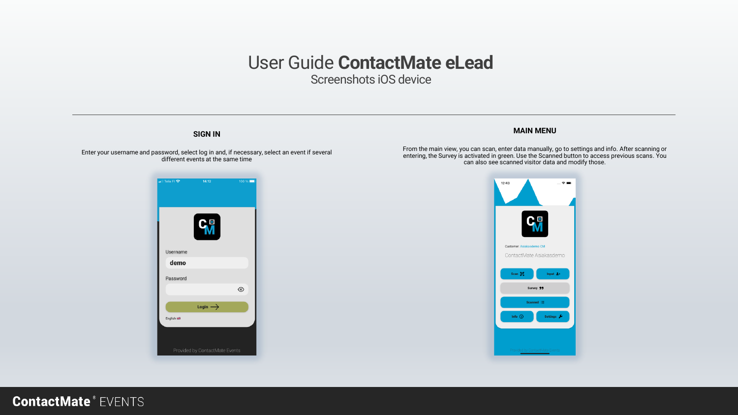# User Guide **ContactMate eLead**

Screenshots iOS device

---

## SIGN IN

Enter your username and password, select log in and, if necessary, select an event if several different events at the same time

## MAIN MENU

From the main view, you can scan, enter data manually, go to settings and info. After scanning or entering, the Survey is activated in green. Use the Scanned button to access previous scans. You can also see scanned visitor data and modify those.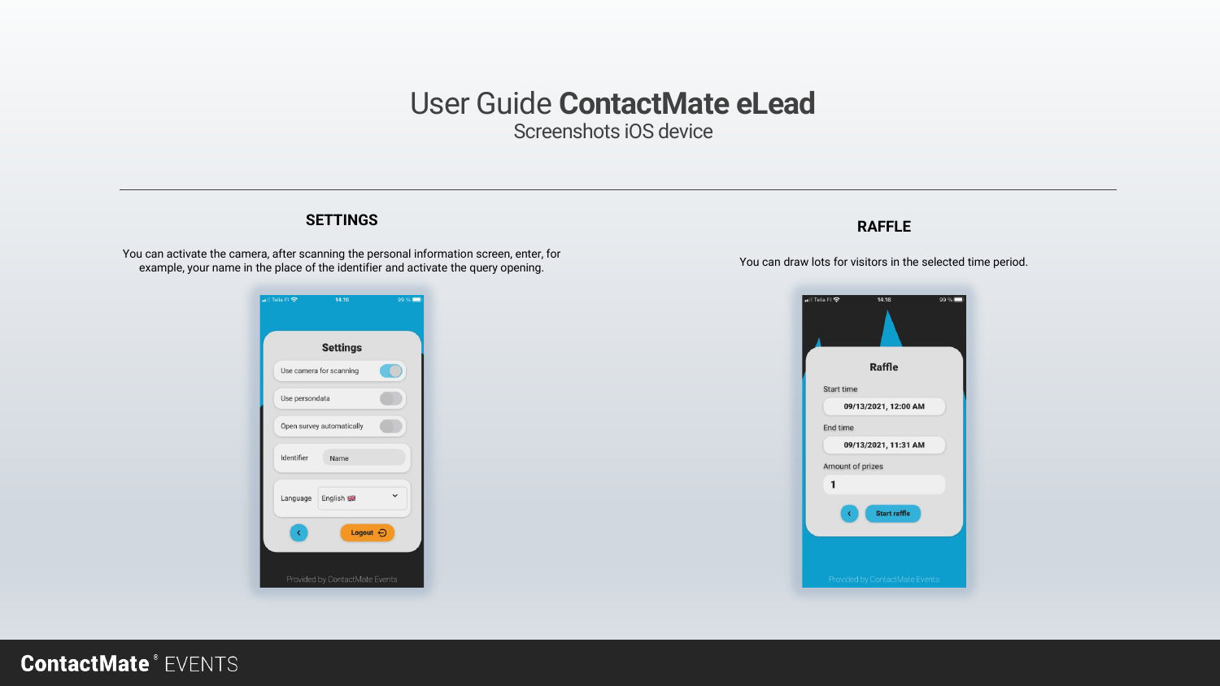# User Guide **ContactMate eLead**

Screenshots iOS device

---

## SETTINGS

You can activate the camera, after scanning the personal information screen, enter, for example, your name in the place of the identifier and activate the query opening.

Settings

- Use camera for scanning
- Use persondata
- Open survey automatically
- Identifier: Name
- Language: English

Logout

Provided by ContactMate Events

## RAFFLE

You can draw lots for visitors in the selected time period.

Raffle

- Start time: 09/13/2021, 12:00 AM
- End time: 09/13/2021, 11:31 AM
- Amount of prizes: 1

Start raffle

Provided by ContactMate Events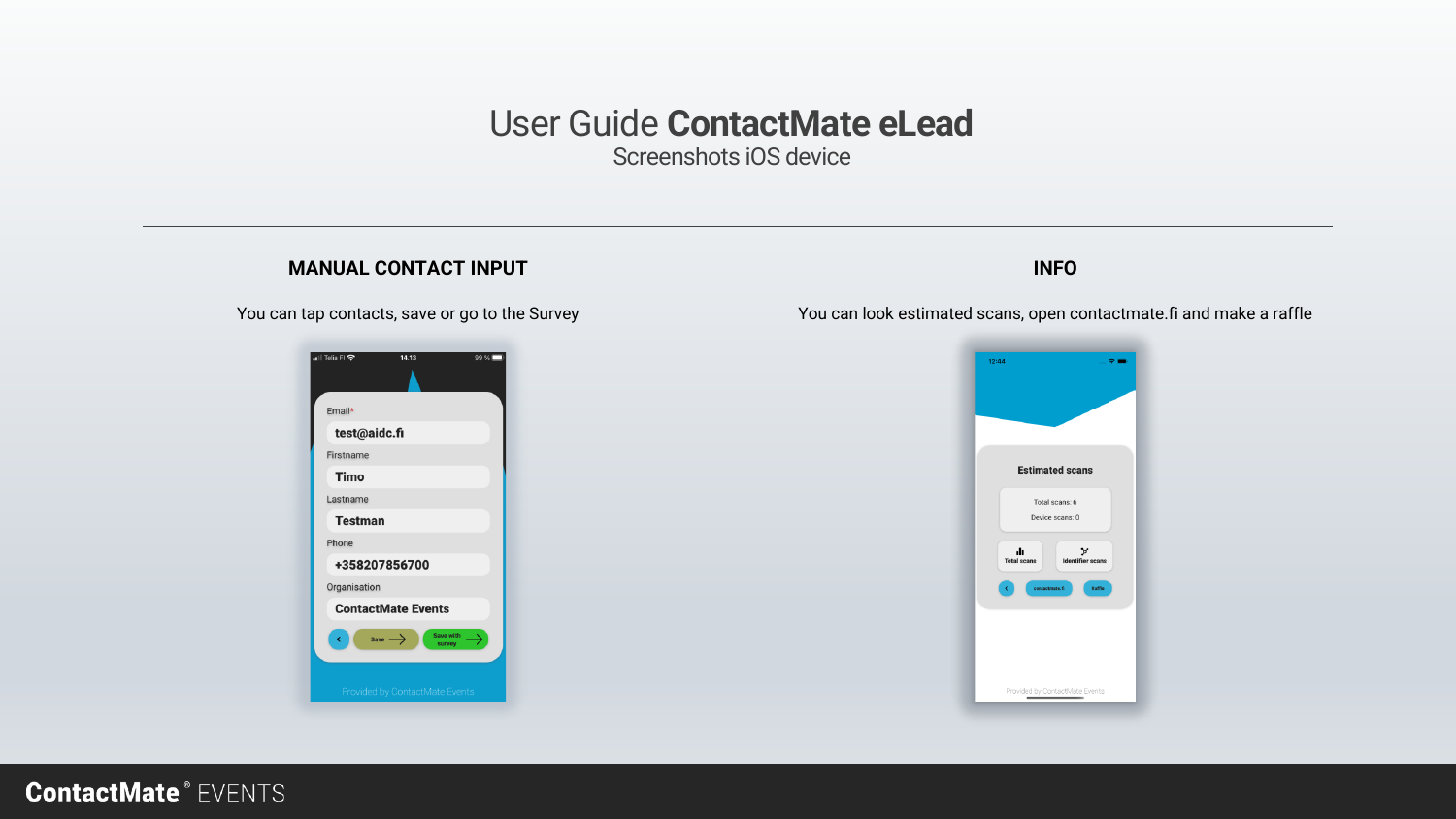# User Guide **ContactMate eLead**

Screenshots iOS device

---

## MANUAL CONTACT INPUT

You can tap contacts, save or go to the Survey

## INFO

You can look estimated scans, open contactmate.fi and make a raffle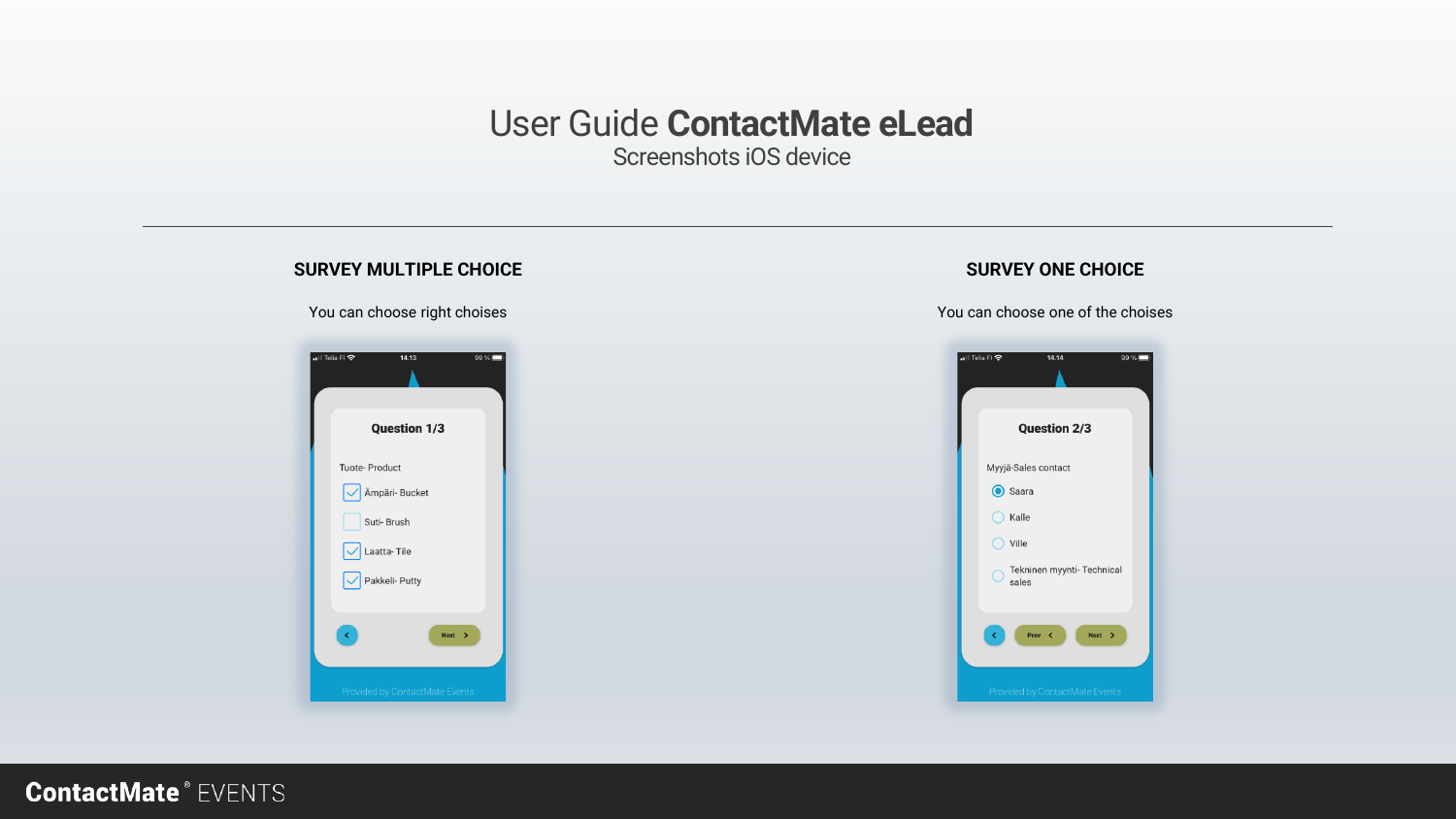# User Guide **ContactMate eLead**

Screenshots iOS device

---

## SURVEY MULTIPLE CHOICE

You can choose right choises

**Question 1/3**

Tuote- Product

- [x] Ämpäri- Bucket
- [ ] Suti- Brush
- [x] Laatta- Tile
- [x] Pakkeli- Putty

Next

Provided by ContactMate Events

## SURVEY ONE CHOICE

You can choose one of the choises

**Question 2/3**

Myyjä-Sales contact

- (•) Saara
- ( ) Kalle
- ( ) Ville
- ( ) Tekninen myynti- Technical sales

Prev Next

Provided by ContactMate Events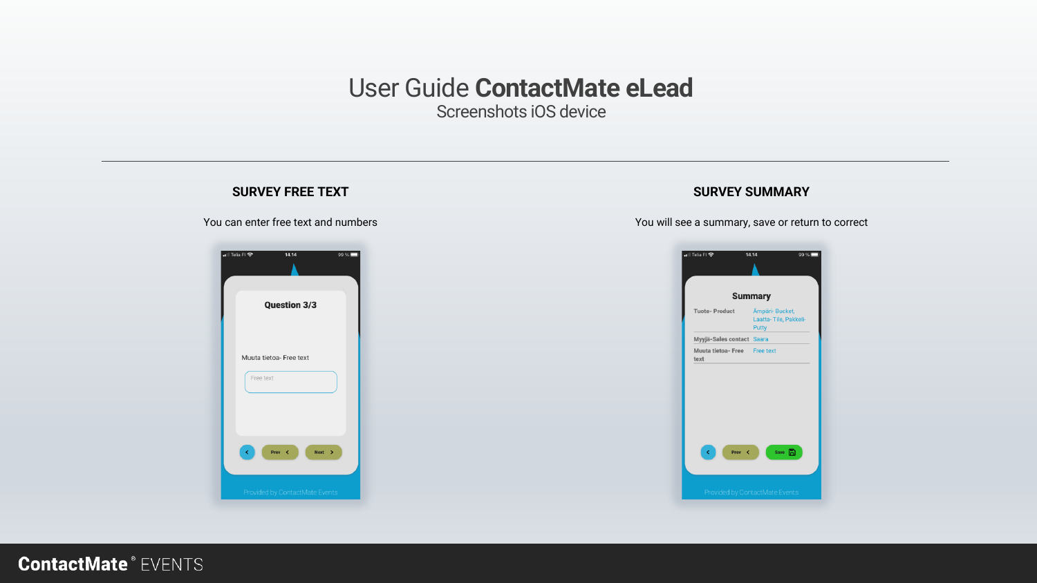# User Guide **ContactMate eLead**

Screenshots iOS device

---

## SURVEY FREE TEXT

You can enter free text and numbers

Question 3/3

Muuta tietoa- Free text

Free text

Prev Next

Provided by ContactMate Events

## SURVEY SUMMARY

You will see a summary, save or return to correct

Summary

| | |
|---|---|
| Tuote- Product | Ämpäri- Bucket, Laatta- Tile, Pakkeli- Putty |
| Myyjä-Sales contact | Saara |
| Muuta tietoa- Free text | Free text |

Prev Save

Provided by ContactMate Events

**ContactMate**® EVENTS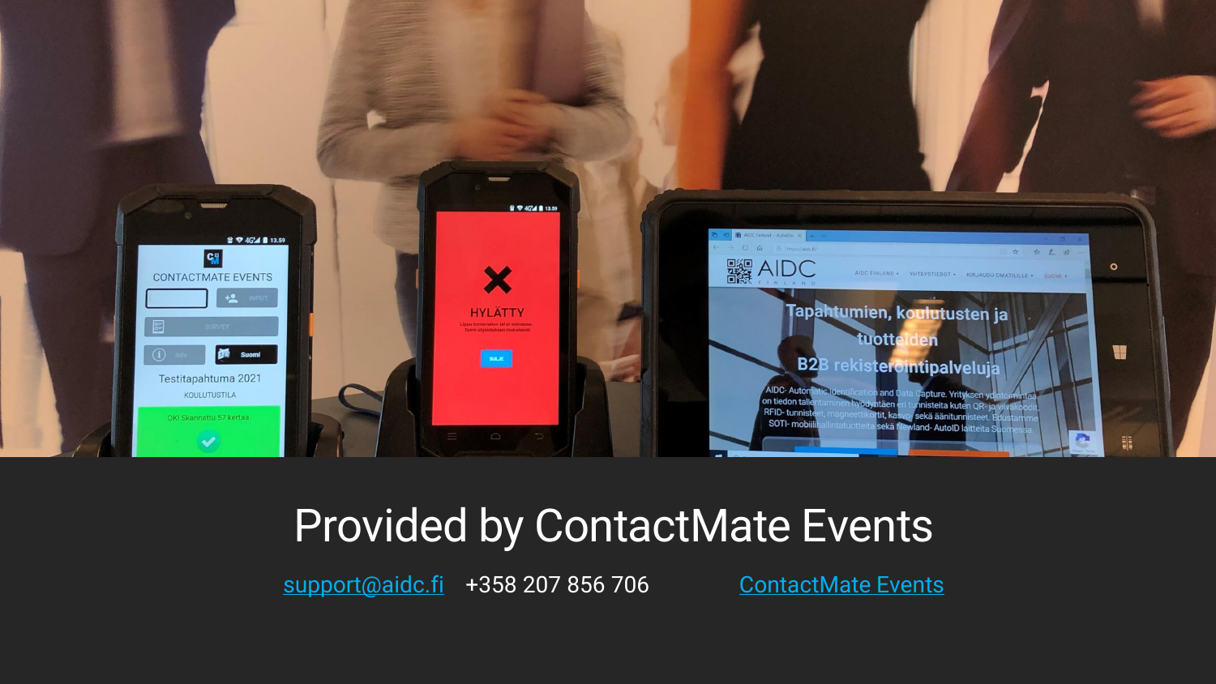# Provided by ContactMate Events

support@aidc.fi    +358 207 856 706    ContactMate Events